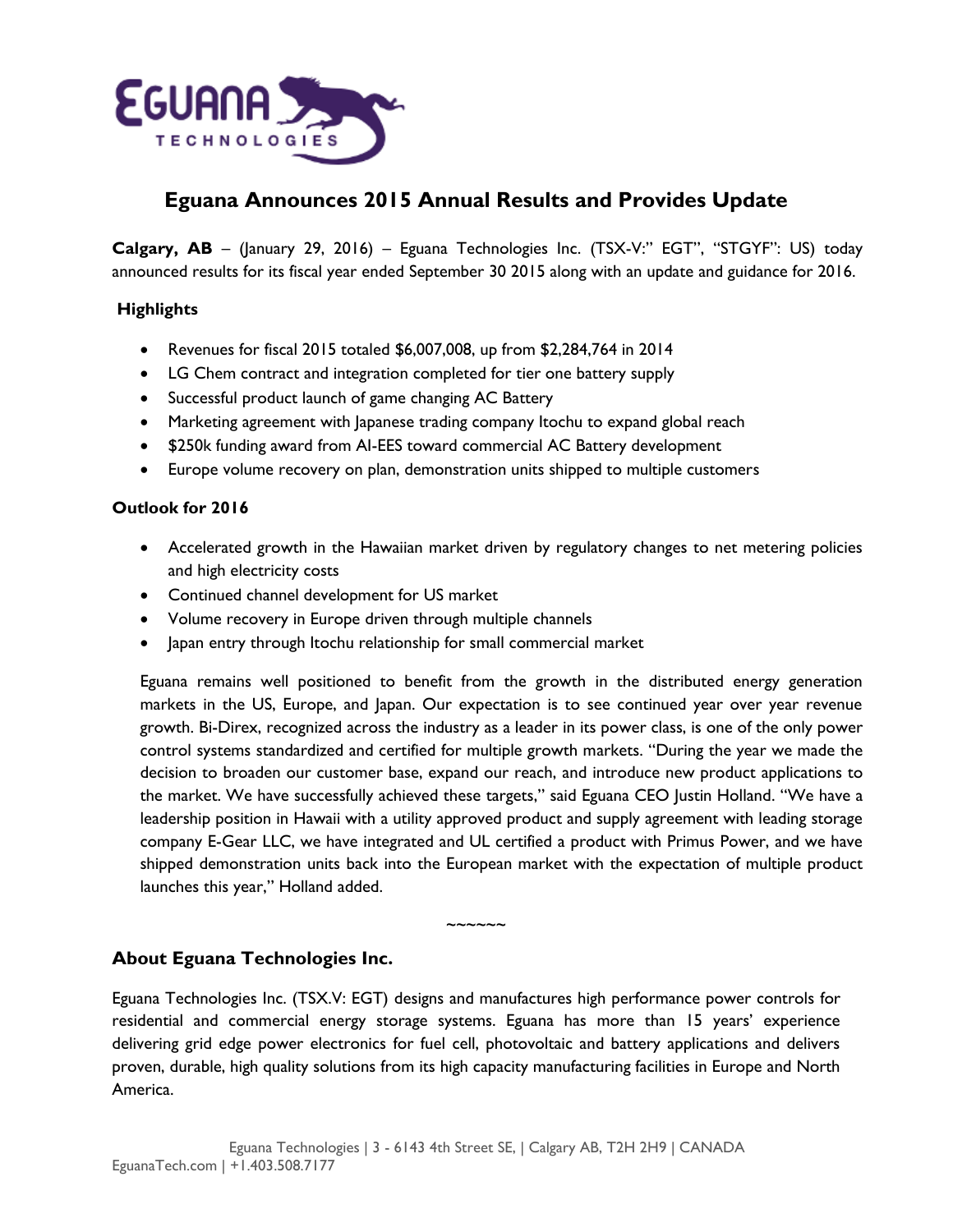# Eguana Announces 2015 Annual Results and Provides Update

**Calgary, AB** – (January 29, 2016) – Eguana Technologies Inc. (TSX-V:" EGT", "STGYF": US) today announced results for its fiscal year ended September 30 2015 along with an update and guidance for 2016.

**Highlights**

- Revenues for fiscal 2015 totaled $6,007,008, up from $2,284,764 in 2014
- LG Chem contract and integration completed for tier one battery supply
- Successful product launch of game changing AC Battery
- Marketing agreement with Japanese trading company Itochu to expand global reach
- $250k funding award from AI-EES toward commercial AC Battery development
- Europe volume recovery on plan, demonstration units shipped to multiple customers

**Outlook for 2016**

- Accelerated growth in the Hawaiian market driven by regulatory changes to net metering policies and high electricity costs
- Continued channel development for US market
- Volume recovery in Europe driven through multiple channels
- Japan entry through Itochu relationship for small commercial market

Eguana remains well positioned to benefit from the growth in the distributed energy generation markets in the US, Europe, and Japan. Our expectation is to see continued year over year revenue growth. Bi-Direx, recognized across the industry as a leader in its power class, is one of the only power control systems standardized and certified for multiple growth markets. "During the year we made the decision to broaden our customer base, expand our reach, and introduce new product applications to the market. We have successfully achieved these targets," said Eguana CEO Justin Holland. "We have a leadership position in Hawaii with a utility approved product and supply agreement with leading storage company E-Gear LLC, we have integrated and UL certified a product with Primus Power, and we have shipped demonstration units back into the European market with the expectation of multiple product launches this year," Holland added.

~~~~~~

## About Eguana Technologies Inc.

Eguana Technologies Inc. (TSX.V: EGT) designs and manufactures high performance power controls for residential and commercial energy storage systems. Eguana has more than 15 years' experience delivering grid edge power electronics for fuel cell, photovoltaic and battery applications and delivers proven, durable, high quality solutions from its high capacity manufacturing facilities in Europe and North America.

Eguana Technologies | 3 - 6143 4th Street SE, | Calgary AB, T2H 2H9 | CANADA
EguanaTech.com | +1.403.508.7177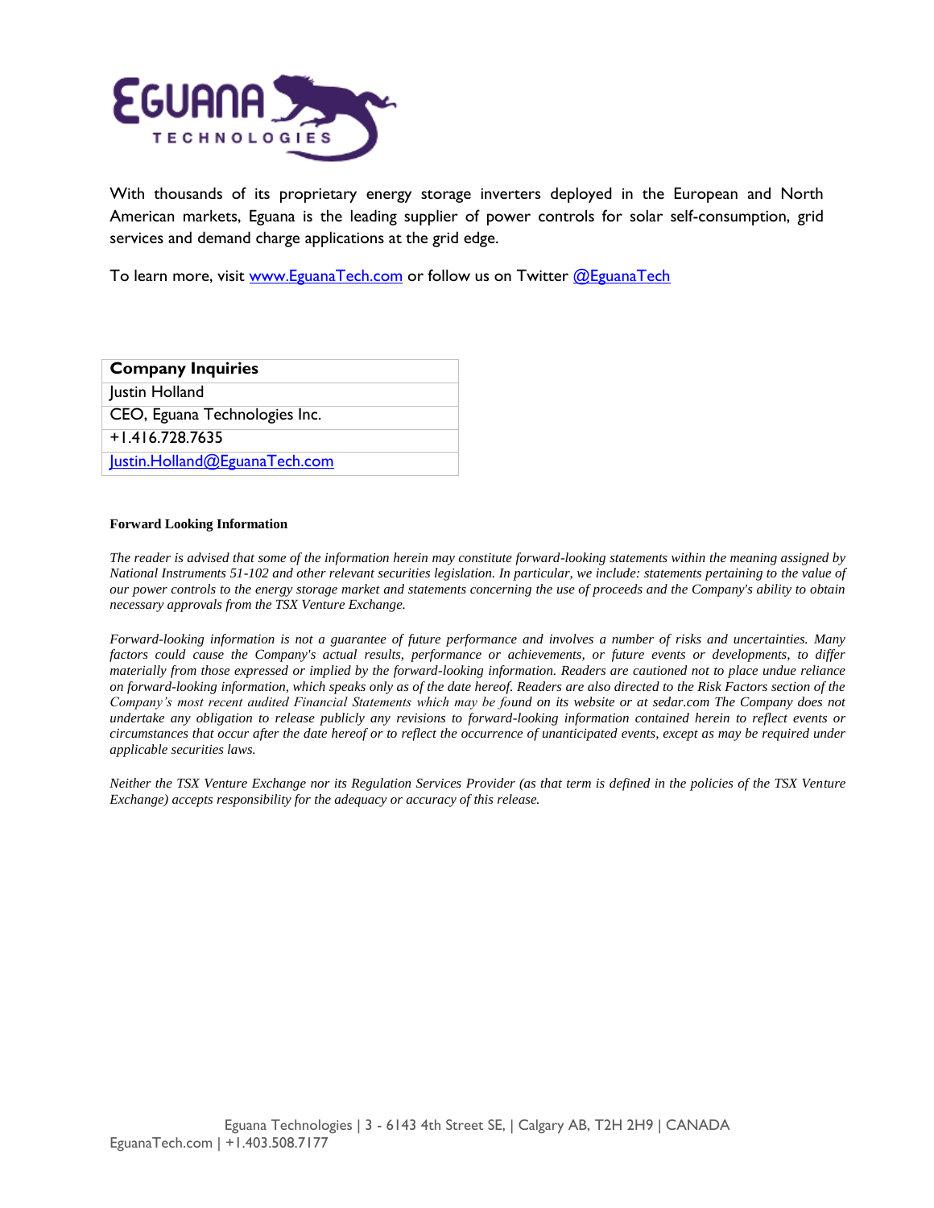With thousands of its proprietary energy storage inverters deployed in the European and North American markets, Eguana is the leading supplier of power controls for solar self-consumption, grid services and demand charge applications at the grid edge.

To learn more, visit www.EguanaTech.com or follow us on Twitter @EguanaTech

| **Company Inquiries** |
|---|
| Justin Holland |
| CEO, Eguana Technologies Inc. |
| +1.416.728.7635 |
| Justin.Holland@EguanaTech.com |

**Forward Looking Information**

*The reader is advised that some of the information herein may constitute forward-looking statements within the meaning assigned by National Instruments 51-102 and other relevant securities legislation. In particular, we include: statements pertaining to the value of our power controls to the energy storage market and statements concerning the use of proceeds and the Company's ability to obtain necessary approvals from the TSX Venture Exchange.*

*Forward-looking information is not a guarantee of future performance and involves a number of risks and uncertainties. Many factors could cause the Company's actual results, performance or achievements, or future events or developments, to differ materially from those expressed or implied by the forward-looking information. Readers are cautioned not to place undue reliance on forward-looking information, which speaks only as of the date hereof. Readers are also directed to the Risk Factors section of the Company's most recent audited Financial Statements which may be found on its website or at sedar.com The Company does not undertake any obligation to release publicly any revisions to forward-looking information contained herein to reflect events or circumstances that occur after the date hereof or to reflect the occurrence of unanticipated events, except as may be required under applicable securities laws.*

*Neither the TSX Venture Exchange nor its Regulation Services Provider (as that term is defined in the policies of the TSX Venture Exchange) accepts responsibility for the adequacy or accuracy of this release.*

Eguana Technologies | 3 - 6143 4th Street SE, | Calgary AB, T2H 2H9 | CANADA
EguanaTech.com | +1.403.508.7177